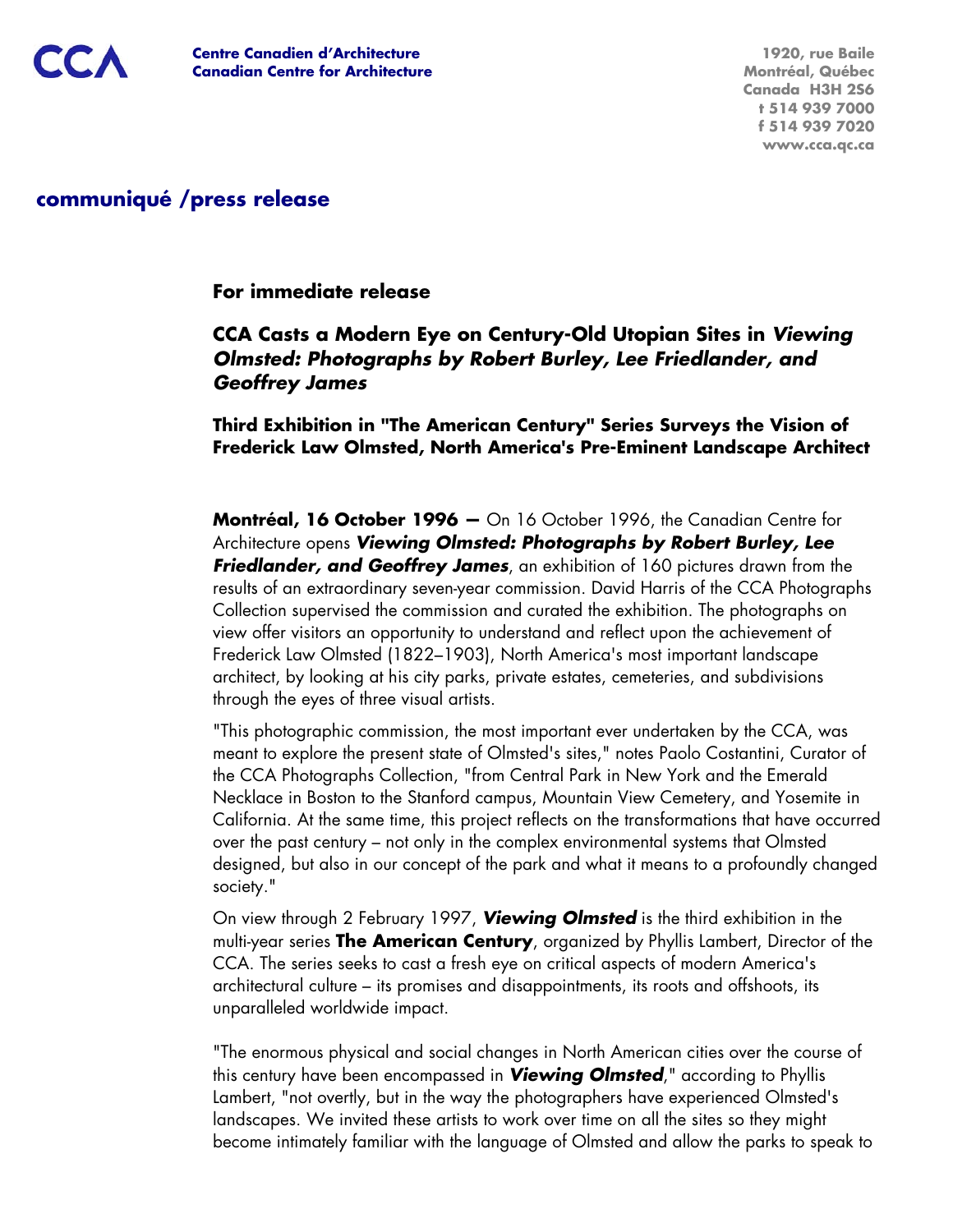CCA

**Centre Canadien d'Architecture**
**Canadian Centre for Architecture**

1920, rue Baile
Montréal, Québec
Canada H3H 2S6
t 514 939 7000
f 514 939 7020
www.cca.qc.ca

## communiqué /press release

**For immediate release**

### CCA Casts a Modern Eye on Century-Old Utopian Sites in *Viewing Olmsted: Photographs by Robert Burley, Lee Friedlander, and Geoffrey James*

**Third Exhibition in "The American Century" Series Surveys the Vision of Frederick Law Olmsted, North America's Pre-Eminent Landscape Architect**

**Montréal, 16 October 1996 —** On 16 October 1996, the Canadian Centre for Architecture opens ***Viewing Olmsted: Photographs by Robert Burley, Lee Friedlander, and Geoffrey James***, an exhibition of 160 pictures drawn from the results of an extraordinary seven-year commission. David Harris of the CCA Photographs Collection supervised the commission and curated the exhibition. The photographs on view offer visitors an opportunity to understand and reflect upon the achievement of Frederick Law Olmsted (1822–1903), North America's most important landscape architect, by looking at his city parks, private estates, cemeteries, and subdivisions through the eyes of three visual artists.

"This photographic commission, the most important ever undertaken by the CCA, was meant to explore the present state of Olmsted's sites," notes Paolo Costantini, Curator of the CCA Photographs Collection, "from Central Park in New York and the Emerald Necklace in Boston to the Stanford campus, Mountain View Cemetery, and Yosemite in California. At the same time, this project reflects on the transformations that have occurred over the past century – not only in the complex environmental systems that Olmsted designed, but also in our concept of the park and what it means to a profoundly changed society."

On view through 2 February 1997, ***Viewing Olmsted*** is the third exhibition in the multi-year series **The American Century**, organized by Phyllis Lambert, Director of the CCA. The series seeks to cast a fresh eye on critical aspects of modern America's architectural culture – its promises and disappointments, its roots and offshoots, its unparalleled worldwide impact.

"The enormous physical and social changes in North American cities over the course of this century have been encompassed in ***Viewing Olmsted***," according to Phyllis Lambert, "not overtly, but in the way the photographers have experienced Olmsted's landscapes. We invited these artists to work over time on all the sites so they might become intimately familiar with the language of Olmsted and allow the parks to speak to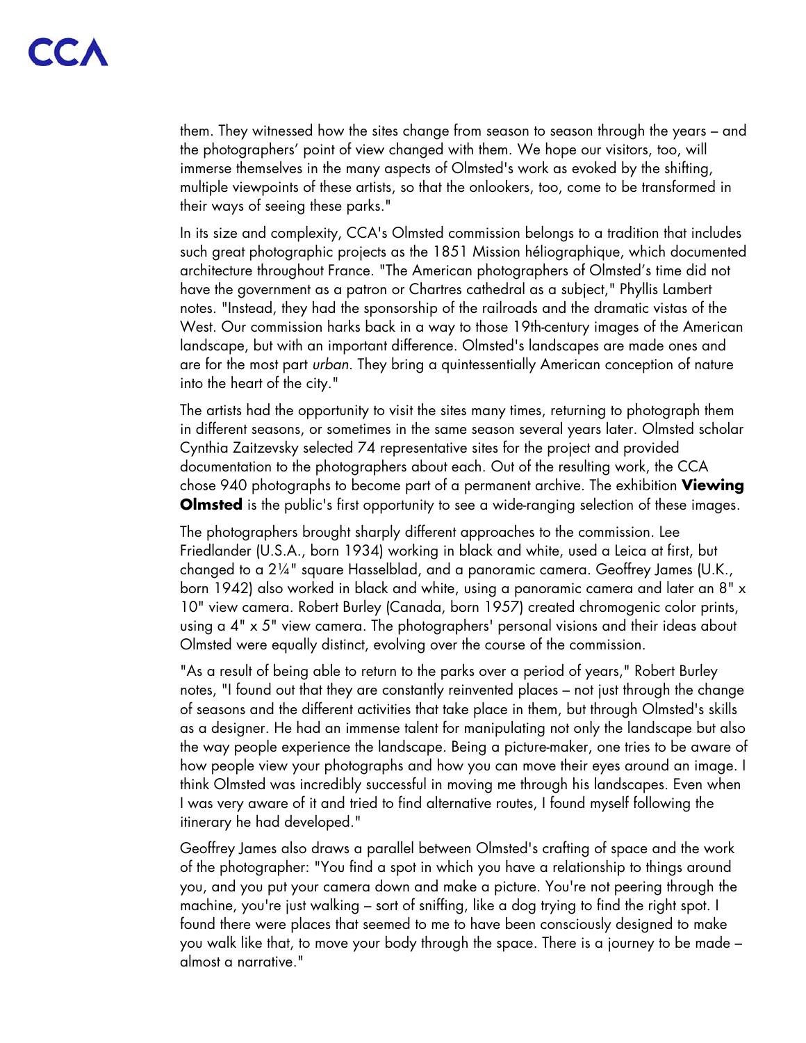them. They witnessed how the sites change from season to season through the years – and the photographers' point of view changed with them. We hope our visitors, too, will immerse themselves in the many aspects of Olmsted's work as evoked by the shifting, multiple viewpoints of these artists, so that the onlookers, too, come to be transformed in their ways of seeing these parks."

In its size and complexity, CCA's Olmsted commission belongs to a tradition that includes such great photographic projects as the 1851 Mission héliographique, which documented architecture throughout France. "The American photographers of Olmsted's time did not have the government as a patron or Chartres cathedral as a subject," Phyllis Lambert notes. "Instead, they had the sponsorship of the railroads and the dramatic vistas of the West. Our commission harks back in a way to those 19th-century images of the American landscape, but with an important difference. Olmsted's landscapes are made ones and are for the most part *urban*. They bring a quintessentially American conception of nature into the heart of the city."

The artists had the opportunity to visit the sites many times, returning to photograph them in different seasons, or sometimes in the same season several years later. Olmsted scholar Cynthia Zaitzevsky selected 74 representative sites for the project and provided documentation to the photographers about each. Out of the resulting work, the CCA chose 940 photographs to become part of a permanent archive. The exhibition **Viewing Olmsted** is the public's first opportunity to see a wide-ranging selection of these images.

The photographers brought sharply different approaches to the commission. Lee Friedlander (U.S.A., born 1934) working in black and white, used a Leica at first, but changed to a 2¼" square Hasselblad, and a panoramic camera. Geoffrey James (U.K., born 1942) also worked in black and white, using a panoramic camera and later an 8" x 10" view camera. Robert Burley (Canada, born 1957) created chromogenic color prints, using a 4" x 5" view camera. The photographers' personal visions and their ideas about Olmsted were equally distinct, evolving over the course of the commission.

"As a result of being able to return to the parks over a period of years," Robert Burley notes, "I found out that they are constantly reinvented places – not just through the change of seasons and the different activities that take place in them, but through Olmsted's skills as a designer. He had an immense talent for manipulating not only the landscape but also the way people experience the landscape. Being a picture-maker, one tries to be aware of how people view your photographs and how you can move their eyes around an image. I think Olmsted was incredibly successful in moving me through his landscapes. Even when I was very aware of it and tried to find alternative routes, I found myself following the itinerary he had developed."

Geoffrey James also draws a parallel between Olmsted's crafting of space and the work of the photographer: "You find a spot in which you have a relationship to things around you, and you put your camera down and make a picture. You're not peering through the machine, you're just walking – sort of sniffing, like a dog trying to find the right spot. I found there were places that seemed to me to have been consciously designed to make you walk like that, to move your body through the space. There is a journey to be made – almost a narrative."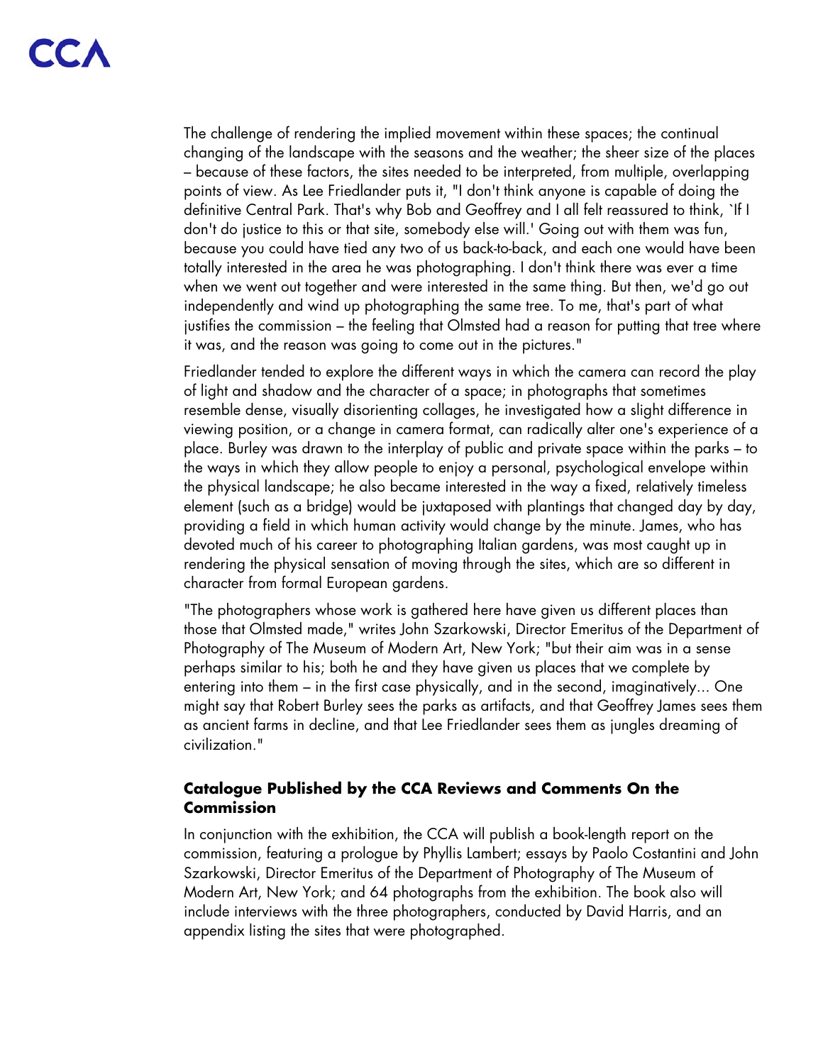The challenge of rendering the implied movement within these spaces; the continual changing of the landscape with the seasons and the weather; the sheer size of the places – because of these factors, the sites needed to be interpreted, from multiple, overlapping points of view. As Lee Friedlander puts it, "I don't think anyone is capable of doing the definitive Central Park. That's why Bob and Geoffrey and I all felt reassured to think, `If I don't do justice to this or that site, somebody else will.' Going out with them was fun, because you could have tied any two of us back-to-back, and each one would have been totally interested in the area he was photographing. I don't think there was ever a time when we went out together and were interested in the same thing. But then, we'd go out independently and wind up photographing the same tree. To me, that's part of what justifies the commission – the feeling that Olmsted had a reason for putting that tree where it was, and the reason was going to come out in the pictures."

Friedlander tended to explore the different ways in which the camera can record the play of light and shadow and the character of a space; in photographs that sometimes resemble dense, visually disorienting collages, he investigated how a slight difference in viewing position, or a change in camera format, can radically alter one's experience of a place. Burley was drawn to the interplay of public and private space within the parks – to the ways in which they allow people to enjoy a personal, psychological envelope within the physical landscape; he also became interested in the way a fixed, relatively timeless element (such as a bridge) would be juxtaposed with plantings that changed day by day, providing a field in which human activity would change by the minute. James, who has devoted much of his career to photographing Italian gardens, was most caught up in rendering the physical sensation of moving through the sites, which are so different in character from formal European gardens.

"The photographers whose work is gathered here have given us different places than those that Olmsted made," writes John Szarkowski, Director Emeritus of the Department of Photography of The Museum of Modern Art, New York; "but their aim was in a sense perhaps similar to his; both he and they have given us places that we complete by entering into them – in the first case physically, and in the second, imaginatively... One might say that Robert Burley sees the parks as artifacts, and that Geoffrey James sees them as ancient farms in decline, and that Lee Friedlander sees them as jungles dreaming of civilization."

### Catalogue Published by the CCA Reviews and Comments On the Commission

In conjunction with the exhibition, the CCA will publish a book-length report on the commission, featuring a prologue by Phyllis Lambert; essays by Paolo Costantini and John Szarkowski, Director Emeritus of the Department of Photography of The Museum of Modern Art, New York; and 64 photographs from the exhibition. The book also will include interviews with the three photographers, conducted by David Harris, and an appendix listing the sites that were photographed.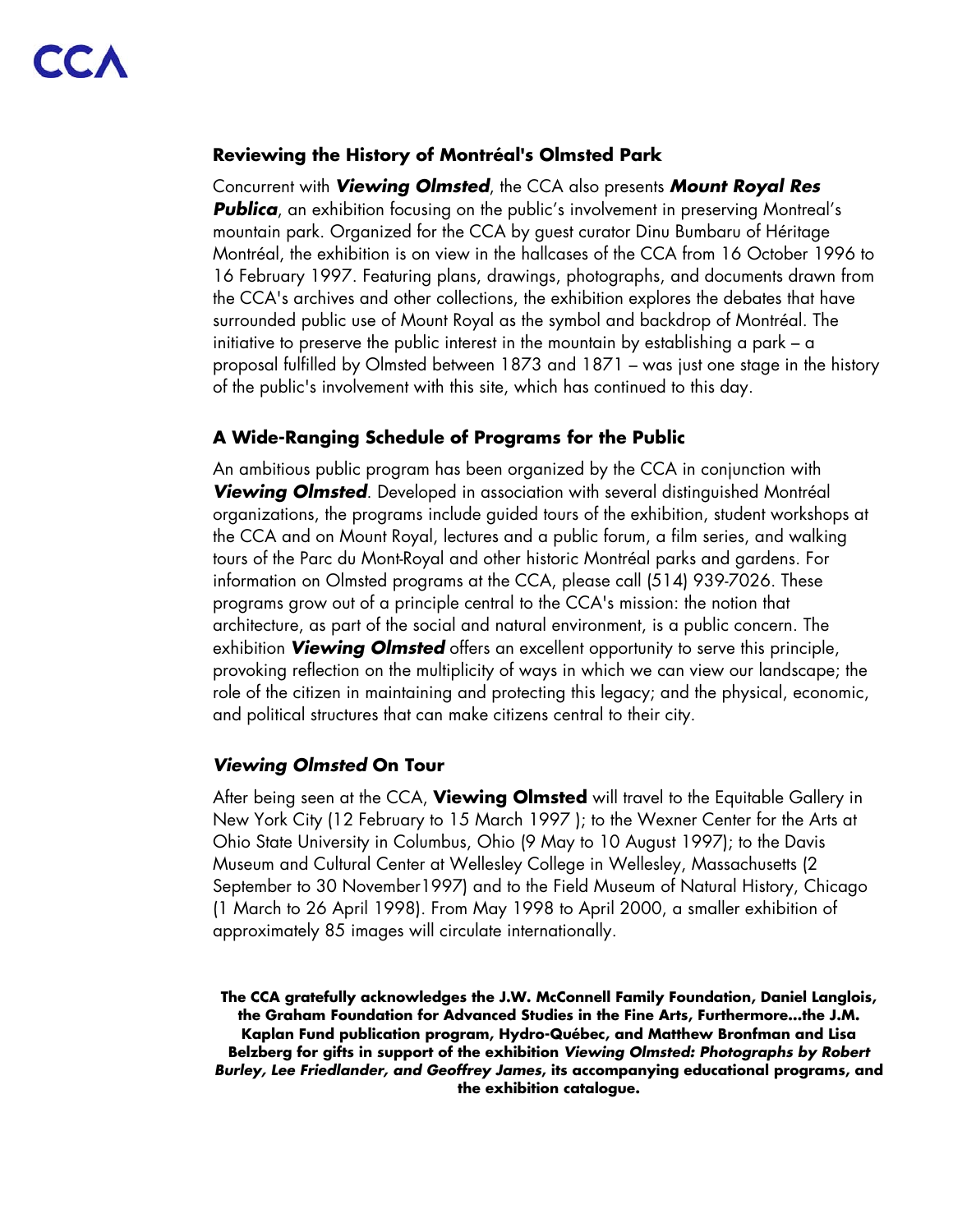CCA

## Reviewing the History of Montréal's Olmsted Park

Concurrent with ***Viewing Olmsted***, the CCA also presents ***Mount Royal Res Publica***, an exhibition focusing on the public's involvement in preserving Montreal's mountain park. Organized for the CCA by guest curator Dinu Bumbaru of Héritage Montréal, the exhibition is on view in the hallcases of the CCA from 16 October 1996 to 16 February 1997. Featuring plans, drawings, photographs, and documents drawn from the CCA's archives and other collections, the exhibition explores the debates that have surrounded public use of Mount Royal as the symbol and backdrop of Montréal. The initiative to preserve the public interest in the mountain by establishing a park – a proposal fulfilled by Olmsted between 1873 and 1871 – was just one stage in the history of the public's involvement with this site, which has continued to this day.

## A Wide-Ranging Schedule of Programs for the Public

An ambitious public program has been organized by the CCA in conjunction with ***Viewing Olmsted***. Developed in association with several distinguished Montréal organizations, the programs include guided tours of the exhibition, student workshops at the CCA and on Mount Royal, lectures and a public forum, a film series, and walking tours of the Parc du Mont-Royal and other historic Montréal parks and gardens. For information on Olmsted programs at the CCA, please call (514) 939-7026. These programs grow out of a principle central to the CCA's mission: the notion that architecture, as part of the social and natural environment, is a public concern. The exhibition ***Viewing Olmsted*** offers an excellent opportunity to serve this principle, provoking reflection on the multiplicity of ways in which we can view our landscape; the role of the citizen in maintaining and protecting this legacy; and the physical, economic, and political structures that can make citizens central to their city.

## *Viewing Olmsted* On Tour

After being seen at the CCA, **Viewing Olmsted** will travel to the Equitable Gallery in New York City (12 February to 15 March 1997 ); to the Wexner Center for the Arts at Ohio State University in Columbus, Ohio (9 May to 10 August 1997); to the Davis Museum and Cultural Center at Wellesley College in Wellesley, Massachusetts (2 September to 30 November1997) and to the Field Museum of Natural History, Chicago (1 March to 26 April 1998). From May 1998 to April 2000, a smaller exhibition of approximately 85 images will circulate internationally.

**The CCA gratefully acknowledges the J.W. McConnell Family Foundation, Daniel Langlois, the Graham Foundation for Advanced Studies in the Fine Arts, Furthermore...the J.M. Kaplan Fund publication program, Hydro-Québec, and Matthew Bronfman and Lisa Belzberg for gifts in support of the exhibition *Viewing Olmsted: Photographs by Robert Burley, Lee Friedlander, and Geoffrey James*, its accompanying educational programs, and the exhibition catalogue.**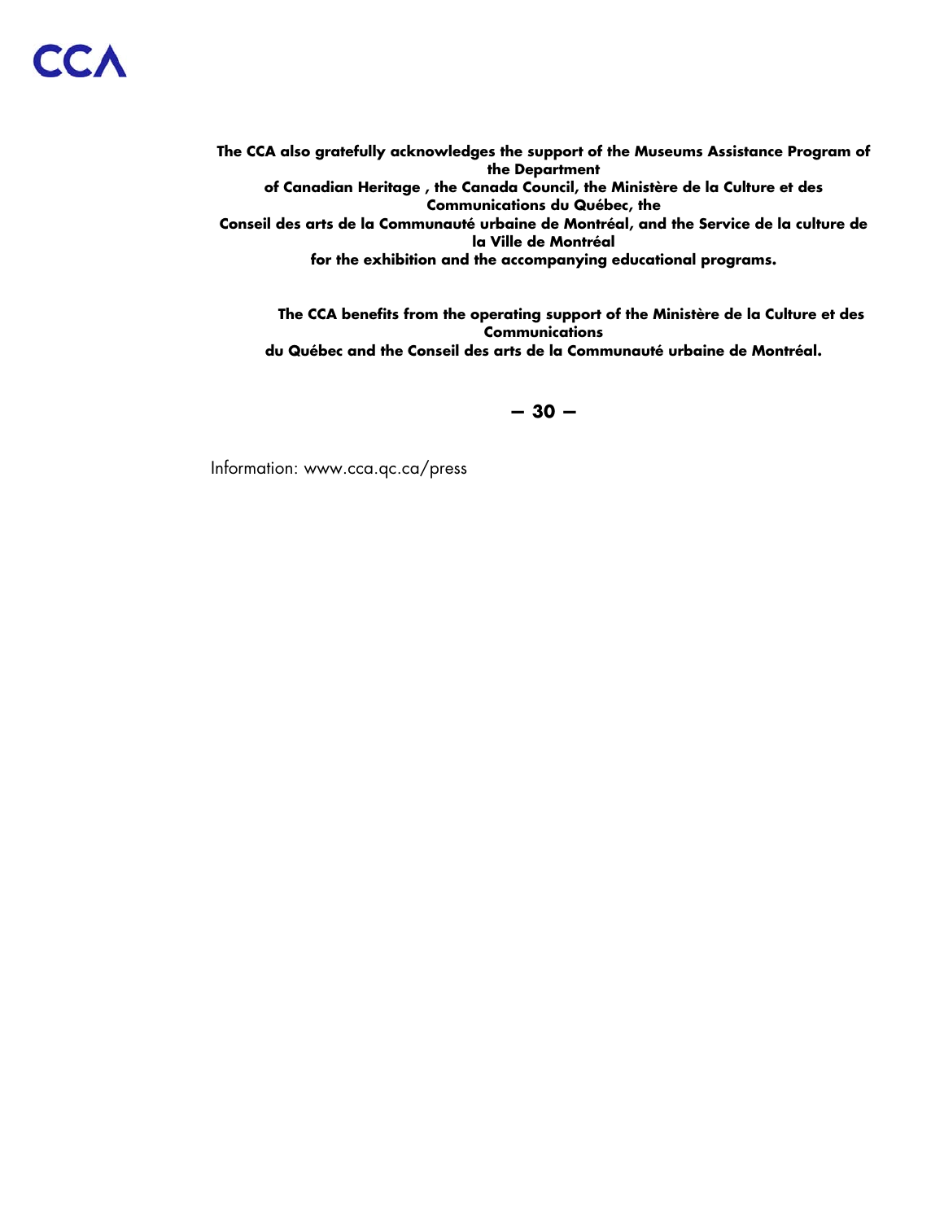**The CCA also gratefully acknowledges the support of the Museums Assistance Program of the Department of Canadian Heritage , the Canada Council, the Ministère de la Culture et des Communications du Québec, the Conseil des arts de la Communauté urbaine de Montréal, and the Service de la culture de la Ville de Montréal for the exhibition and the accompanying educational programs.**

**The CCA benefits from the operating support of the Ministère de la Culture et des Communications du Québec and the Conseil des arts de la Communauté urbaine de Montréal.**

**— 30 —**

Information: www.cca.qc.ca/press